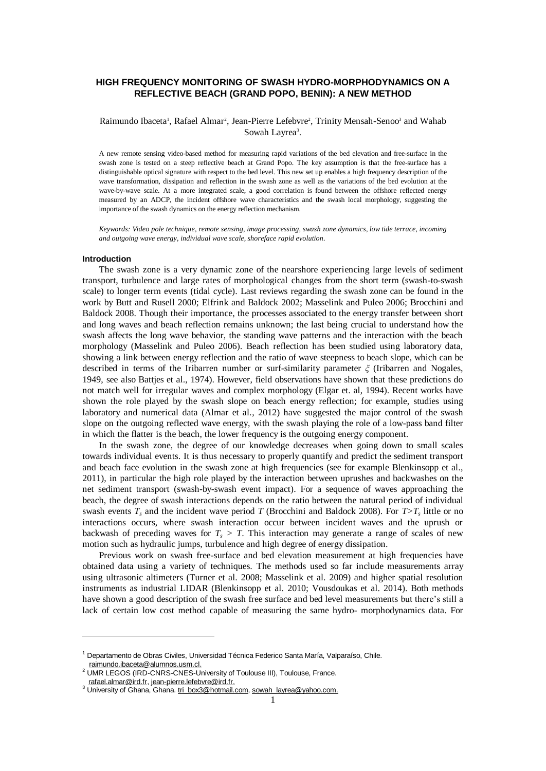# HIGH FREQUENCY MONITORING OF SWASH HYDRO-MORPHODYNAMICS ON A REFLECTIVE BEACH (GRAND POPO, BENIN): A NEW METHOD

Raimundo Ibaceta[1], Rafael Almar[2], Jean-Pierre Lefebvre[2], Trinity Mensah-Senoo[3] and Wahab Sowah Layrea[3].

A new remote sensing video-based method for measuring rapid variations of the bed elevation and free-surface in the swash zone is tested on a steep reflective beach at Grand Popo. The key assumption is that the free-surface has a distinguishable optical signature with respect to the bed level. This new set up enables a high frequency description of the wave transformation, dissipation and reflection in the swash zone as well as the variations of the bed evolution at the wave-by-wave scale. At a more integrated scale, a good correlation is found between the offshore reflected energy measured by an ADCP, the incident offshore wave characteristics and the swash local morphology, suggesting the importance of the swash dynamics on the energy reflection mechanism.

*Keywords: Video pole technique, remote sensing, image processing, swash zone dynamics, low tide terrace, incoming and outgoing wave energy, individual wave scale, shoreface rapid evolution.*

## Introduction

The swash zone is a very dynamic zone of the nearshore experiencing large levels of sediment transport, turbulence and large rates of morphological changes from the short term (swash-to-swash scale) to longer term events (tidal cycle). Last reviews regarding the swash zone can be found in the work by Butt and Rusell 2000; Elfrink and Baldock 2002; Masselink and Puleo 2006; Brocchini and Baldock 2008. Though their importance, the processes associated to the energy transfer between short and long waves and beach reflection remains unknown; the last being crucial to understand how the swash affects the long wave behavior, the standing wave patterns and the interaction with the beach morphology (Masselink and Puleo 2006). Beach reflection has been studied using laboratory data, showing a link between energy reflection and the ratio of wave steepness to beach slope, which can be described in terms of the Iribarren number or surf-similarity parameter $\xi$ (Iribarren and Nogales, 1949, see also Battjes et al., 1974). However, field observations have shown that these predictions do not match well for irregular waves and complex morphology (Elgar et. al, 1994). Recent works have shown the role played by the swash slope on beach energy reflection; for example, studies using laboratory and numerical data (Almar et al., 2012) have suggested the major control of the swash slope on the outgoing reflected wave energy, with the swash playing the role of a low-pass band filter in which the flatter is the beach, the lower frequency is the outgoing energy component.

In the swash zone, the degree of our knowledge decreases when going down to small scales towards individual events. It is thus necessary to properly quantify and predict the sediment transport and beach face evolution in the swash zone at high frequencies (see for example Blenkinsopp et al., 2011), in particular the high role played by the interaction between uprushes and backwashes on the net sediment transport (swash-by-swash event impact). For a sequence of waves approaching the beach, the degree of swash interactions depends on the ratio between the natural period of individual swash events $T_s$ and the incident wave period $T$ (Brocchini and Baldock 2008). For $T>T_s$ little or no interactions occurs, where swash interaction occur between incident waves and the uprush or backwash of preceding waves for $T_s > T$. This interaction may generate a range of scales of new motion such as hydraulic jumps, turbulence and high degree of energy dissipation.

Previous work on swash free-surface and bed elevation measurement at high frequencies have obtained data using a variety of techniques. The methods used so far include measurements array using ultrasonic altimeters (Turner et al. 2008; Masselink et al. 2009) and higher spatial resolution instruments as industrial LIDAR (Blenkinsopp et al. 2010; Vousdoukas et al. 2014). Both methods have shown a good description of the swash free surface and bed level measurements but there's still a lack of certain low cost method capable of measuring the same hydro- morphodynamics data. For

---

[1] Departamento de Obras Civiles, Universidad Técnica Federico Santa María, Valparaíso, Chile. raimundo.ibaceta@alumnos.usm.cl.

[2] UMR LEGOS (IRD-CNRS-CNES-University of Toulouse III), Toulouse, France. rafael.almar@ird.fr, jean-pierre.lefebvre@ird.fr.

[3] University of Ghana, Ghana. tri_box3@hotmail.com, sowah_layrea@yahoo.com.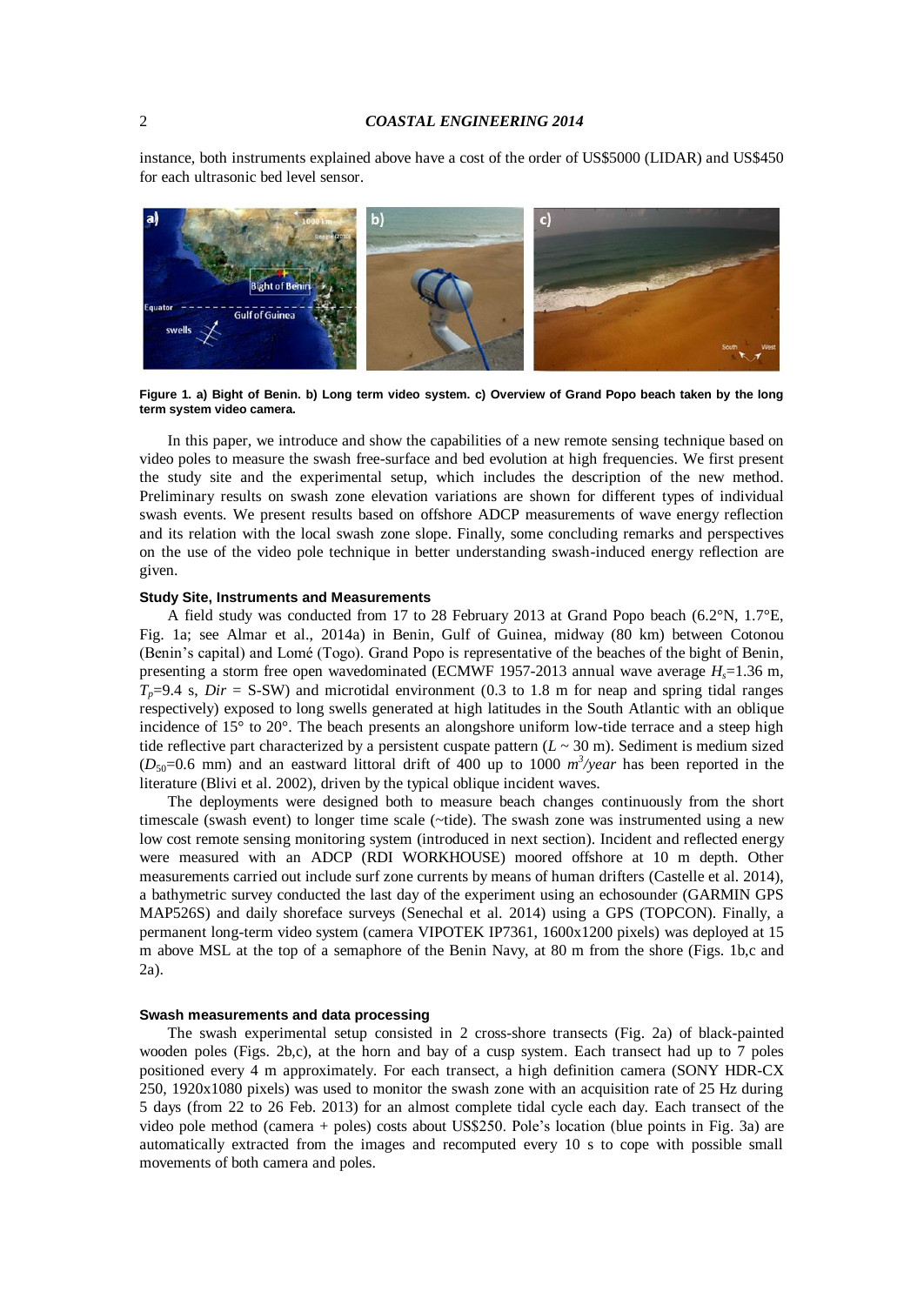instance, both instruments explained above have a cost of the order of US$5000 (LIDAR) and US$450 for each ultrasonic bed level sensor.

**Figure 1. a) Bight of Benin. b) Long term video system. c) Overview of Grand Popo beach taken by the long term system video camera.**

In this paper, we introduce and show the capabilities of a new remote sensing technique based on video poles to measure the swash free-surface and bed evolution at high frequencies. We first present the study site and the experimental setup, which includes the description of the new method. Preliminary results on swash zone elevation variations are shown for different types of individual swash events. We present results based on offshore ADCP measurements of wave energy reflection and its relation with the local swash zone slope. Finally, some concluding remarks and perspectives on the use of the video pole technique in better understanding swash-induced energy reflection are given.

#### Study Site, Instruments and Measurements

A field study was conducted from 17 to 28 February 2013 at Grand Popo beach (6.2°N, 1.7°E, Fig. 1a; see Almar et al., 2014a) in Benin, Gulf of Guinea, midway (80 km) between Cotonou (Benin's capital) and Lomé (Togo). Grand Popo is representative of the beaches of the bight of Benin, presenting a storm free open wavedominated (ECMWF 1957-2013 annual wave average $H_s$=1.36 m, $T_p$=9.4 s, *Dir* = S-SW) and microtidal environment (0.3 to 1.8 m for neap and spring tidal ranges respectively) exposed to long swells generated at high latitudes in the South Atlantic with an oblique incidence of 15° to 20°. The beach presents an alongshore uniform low-tide terrace and a steep high tide reflective part characterized by a persistent cuspate pattern ($L$ ~ 30 m). Sediment is medium sized ($D_{50}$=0.6 mm) and an eastward littoral drift of 400 up to 1000 $m^3/year$ has been reported in the literature (Blivi et al. 2002), driven by the typical oblique incident waves.

The deployments were designed both to measure beach changes continuously from the short timescale (swash event) to longer time scale (~tide). The swash zone was instrumented using a new low cost remote sensing monitoring system (introduced in next section). Incident and reflected energy were measured with an ADCP (RDI WORKHOUSE) moored offshore at 10 m depth. Other measurements carried out include surf zone currents by means of human drifters (Castelle et al. 2014), a bathymetric survey conducted the last day of the experiment using an echosounder (GARMIN GPS MAP526S) and daily shoreface surveys (Senechal et al. 2014) using a GPS (TOPCON). Finally, a permanent long-term video system (camera VIPOTEK IP7361, 1600x1200 pixels) was deployed at 15 m above MSL at the top of a semaphore of the Benin Navy, at 80 m from the shore (Figs. 1b,c and 2a).

#### Swash measurements and data processing

The swash experimental setup consisted in 2 cross-shore transects (Fig. 2a) of black-painted wooden poles (Figs. 2b,c), at the horn and bay of a cusp system. Each transect had up to 7 poles positioned every 4 m approximately. For each transect, a high definition camera (SONY HDR-CX 250, 1920x1080 pixels) was used to monitor the swash zone with an acquisition rate of 25 Hz during 5 days (from 22 to 26 Feb. 2013) for an almost complete tidal cycle each day. Each transect of the video pole method (camera + poles) costs about US$250. Pole's location (blue points in Fig. 3a) are automatically extracted from the images and recomputed every 10 s to cope with possible small movements of both camera and poles.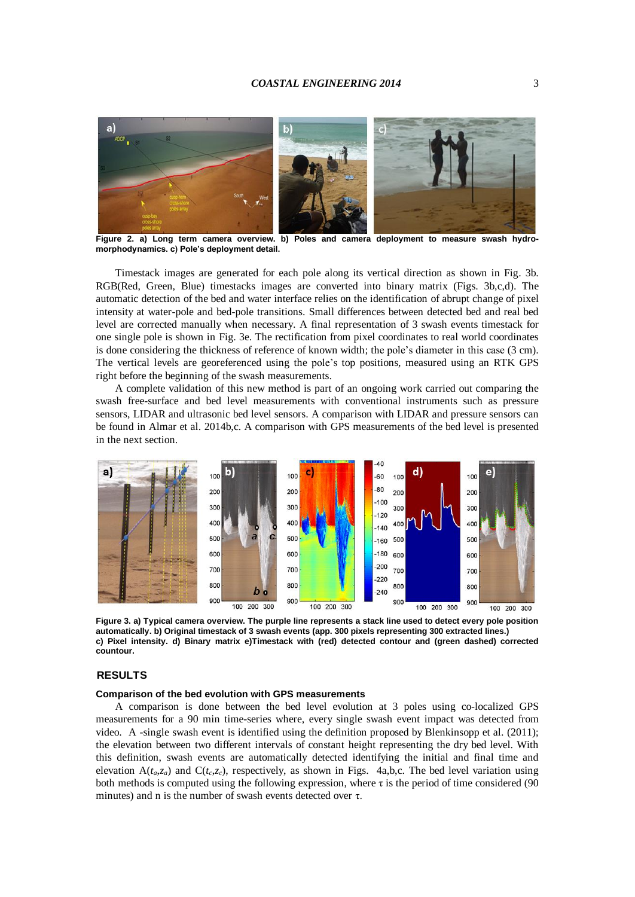**Figure 2. a) Long term camera overview. b) Poles and camera deployment to measure swash hydro-morphodynamics. c) Pole's deployment detail.**

Timestack images are generated for each pole along its vertical direction as shown in Fig. 3b. RGB(Red, Green, Blue) timestacks images are converted into binary matrix (Figs. 3b,c,d). The automatic detection of the bed and water interface relies on the identification of abrupt change of pixel intensity at water-pole and bed-pole transitions. Small differences between detected bed and real bed level are corrected manually when necessary. A final representation of 3 swash events timestack for one single pole is shown in Fig. 3e. The rectification from pixel coordinates to real world coordinates is done considering the thickness of reference of known width; the pole's diameter in this case (3 cm). The vertical levels are georeferenced using the pole's top positions, measured using an RTK GPS right before the beginning of the swash measurements.

A complete validation of this new method is part of an ongoing work carried out comparing the swash free-surface and bed level measurements with conventional instruments such as pressure sensors, LIDAR and ultrasonic bed level sensors. A comparison with LIDAR and pressure sensors can be found in Almar et al. 2014b,c. A comparison with GPS measurements of the bed level is presented in the next section.

**Figure 3. a) Typical camera overview. The purple line represents a stack line used to detect every pole position automatically. b) Original timestack of 3 swash events (app. 300 pixels representing 300 extracted lines.) c) Pixel intensity. d) Binary matrix e)Timestack with (red) detected contour and (green dashed) corrected countour.**

## RESULTS

### Comparison of the bed evolution with GPS measurements

A comparison is done between the bed level evolution at 3 poles using co-localized GPS measurements for a 90 min time-series where, every single swash event impact was detected from video. A -single swash event is identified using the definition proposed by Blenkinsopp et al. (2011); the elevation between two different intervals of constant height representing the dry bed level. With this definition, swash events are automatically detected identifying the initial and final time and elevation A($t_a$,$z_a$) and C($t_c$,$z_c$), respectively, as shown in Figs. 4a,b,c. The bed level variation using both methods is computed using the following expression, where $\tau$ is the period of time considered (90 minutes) and n is the number of swash events detected over $\tau$.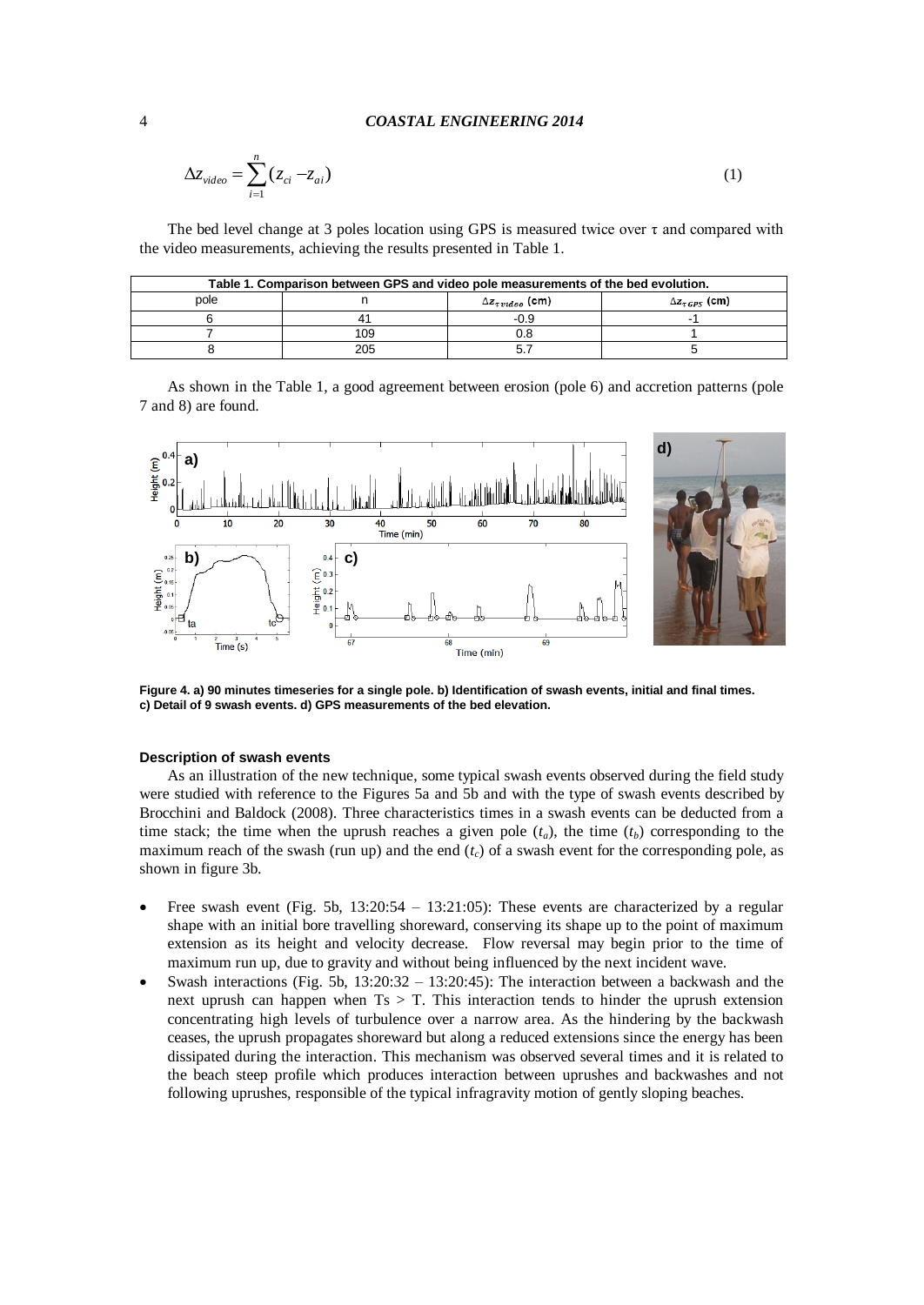$$\Delta z_{video} = \sum_{i=1}^{n} (z_{ci} - z_{ai}) \tag{1}$$

The bed level change at 3 poles location using GPS is measured twice over $\tau$ and compared with the video measurements, achieving the results presented in Table 1.

**Table 1. Comparison between GPS and video pole measurements of the bed evolution.**

| pole | n | $\Delta z_{\tau\,video}$ (cm) | $\Delta z_{\tau\,GPS}$ (cm) |
|---|---|---|---|
| 6 | 41 | -0.9 | -1 |
| 7 | 109 | 0.8 | 1 |
| 8 | 205 | 5.7 | 5 |

As shown in the Table 1, a good agreement between erosion (pole 6) and accretion patterns (pole 7 and 8) are found.

**Figure 4. a) 90 minutes timeseries for a single pole. b) Identification of swash events, initial and final times. c) Detail of 9 swash events. d) GPS measurements of the bed elevation.**

**Description of swash events**

As an illustration of the new technique, some typical swash events observed during the field study were studied with reference to the Figures 5a and 5b and with the type of swash events described by Brocchini and Baldock (2008). Three characteristics times in a swash events can be deducted from a time stack; the time when the uprush reaches a given pole ($t_a$), the time ($t_b$) corresponding to the maximum reach of the swash (run up) and the end ($t_c$) of a swash event for the corresponding pole, as shown in figure 3b.

- Free swash event (Fig. 5b, 13:20:54 – 13:21:05): These events are characterized by a regular shape with an initial bore travelling shoreward, conserving its shape up to the point of maximum extension as its height and velocity decrease. Flow reversal may begin prior to the time of maximum run up, due to gravity and without being influenced by the next incident wave.
- Swash interactions (Fig. 5b, 13:20:32 – 13:20:45): The interaction between a backwash and the next uprush can happen when Ts > T. This interaction tends to hinder the uprush extension concentrating high levels of turbulence over a narrow area. As the hindering by the backwash ceases, the uprush propagates shoreward but along a reduced extensions since the energy has been dissipated during the interaction. This mechanism was observed several times and it is related to the beach steep profile which produces interaction between uprushes and backwashes and not following uprushes, responsible of the typical infragravity motion of gently sloping beaches.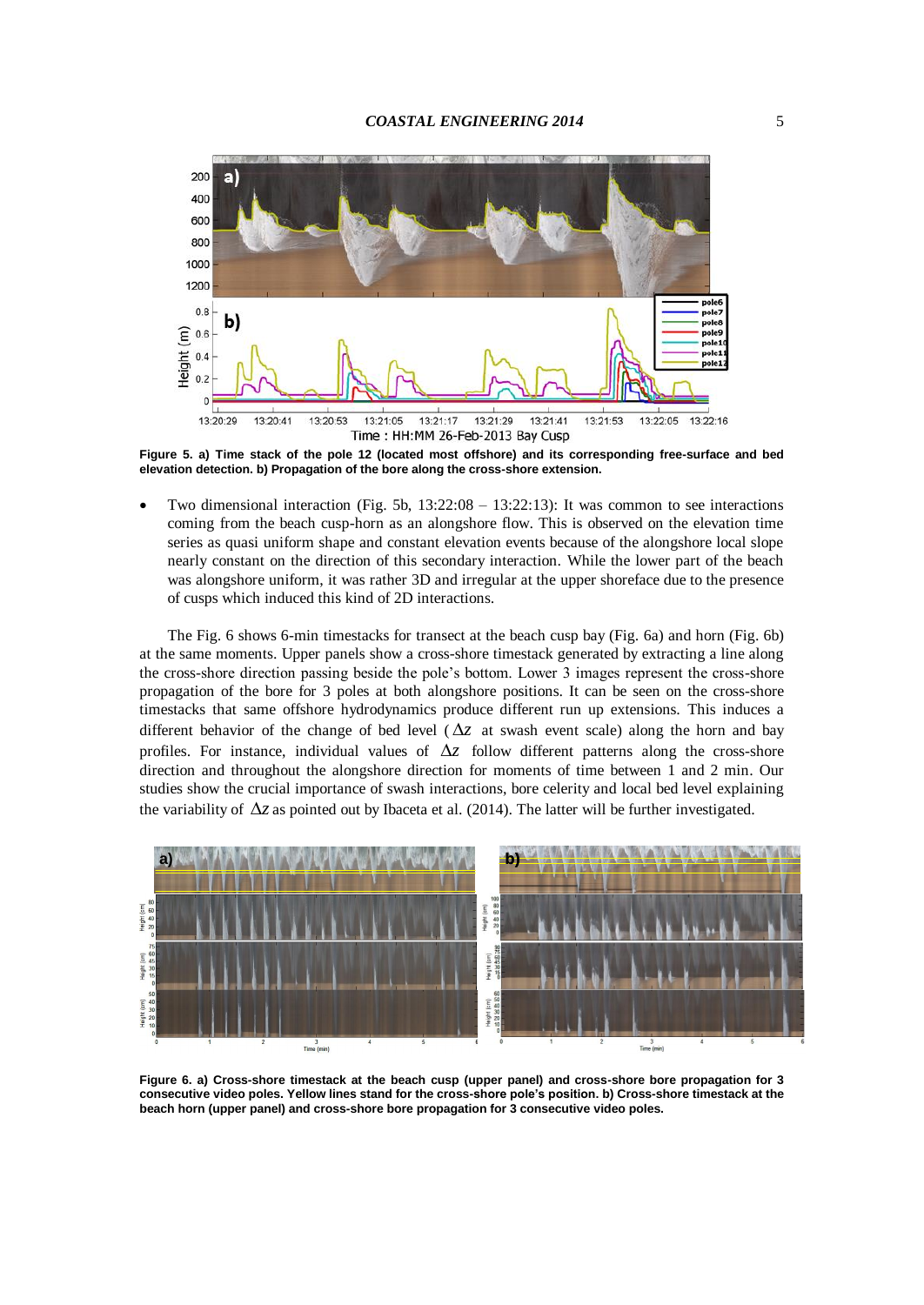Figure 5. a) Time stack of the pole 12 (located most offshore) and its corresponding free-surface and bed elevation detection. b) Propagation of the bore along the cross-shore extension.

- Two dimensional interaction (Fig. 5b, 13:22:08 – 13:22:13): It was common to see interactions coming from the beach cusp-horn as an alongshore flow. This is observed on the elevation time series as quasi uniform shape and constant elevation events because of the alongshore local slope nearly constant on the direction of this secondary interaction. While the lower part of the beach was alongshore uniform, it was rather 3D and irregular at the upper shoreface due to the presence of cusps which induced this kind of 2D interactions.

The Fig. 6 shows 6-min timestacks for transect at the beach cusp bay (Fig. 6a) and horn (Fig. 6b) at the same moments. Upper panels show a cross-shore timestack generated by extracting a line along the cross-shore direction passing beside the pole's bottom. Lower 3 images represent the cross-shore propagation of the bore for 3 poles at both alongshore positions. It can be seen on the cross-shore timestacks that same offshore hydrodynamics produce different run up extensions. This induces a different behavior of the change of bed level ($\Delta z$ at swash event scale) along the horn and bay profiles. For instance, individual values of $\Delta z$ follow different patterns along the cross-shore direction and throughout the alongshore direction for moments of time between 1 and 2 min. Our studies show the crucial importance of swash interactions, bore celerity and local bed level explaining the variability of $\Delta z$ as pointed out by Ibaceta et al. (2014). The latter will be further investigated.

Figure 6. a) Cross-shore timestack at the beach cusp (upper panel) and cross-shore bore propagation for 3 consecutive video poles. Yellow lines stand for the cross-shore pole's position. b) Cross-shore timestack at the beach horn (upper panel) and cross-shore bore propagation for 3 consecutive video poles.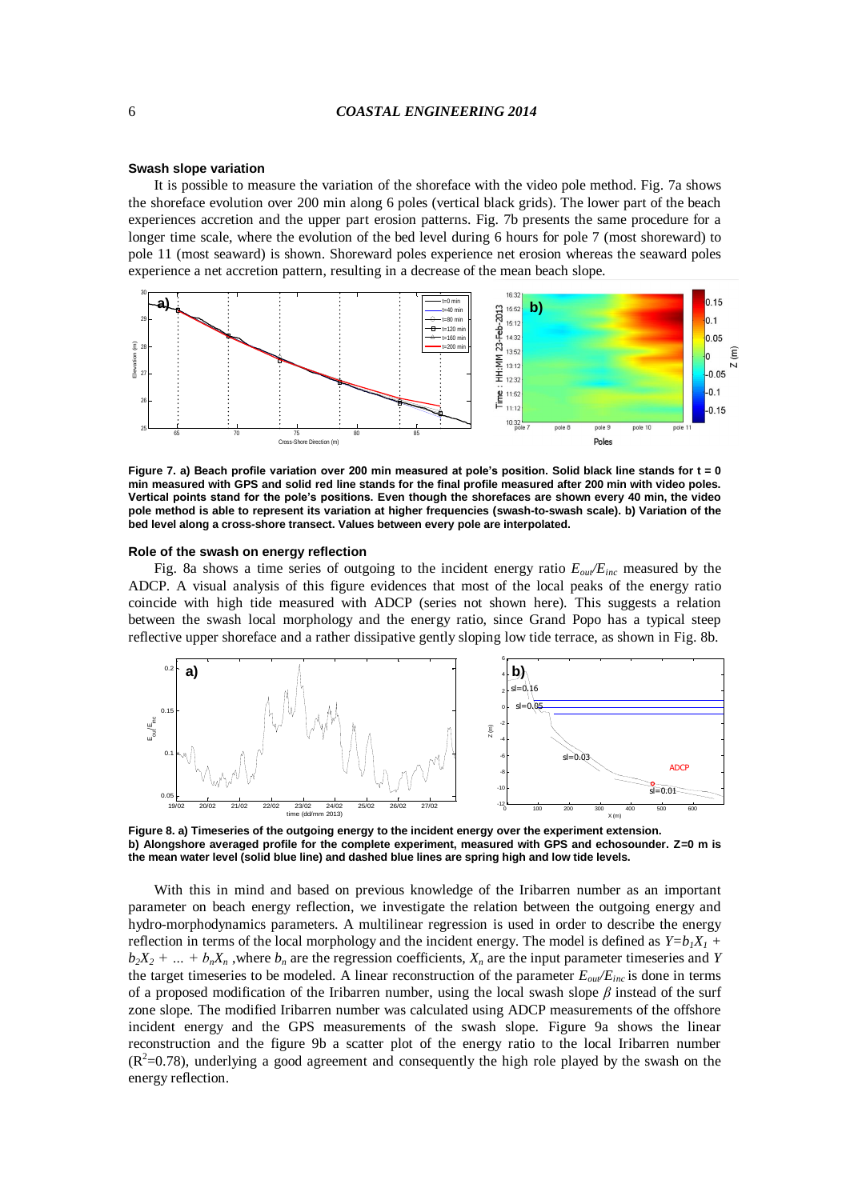### Swash slope variation

It is possible to measure the variation of the shoreface with the video pole method. Fig. 7a shows the shoreface evolution over 200 min along 6 poles (vertical black grids). The lower part of the beach experiences accretion and the upper part erosion patterns. Fig. 7b presents the same procedure for a longer time scale, where the evolution of the bed level during 6 hours for pole 7 (most shoreward) to pole 11 (most seaward) is shown. Shoreward poles experience net erosion whereas the seaward poles experience a net accretion pattern, resulting in a decrease of the mean beach slope.

**Figure 7. a) Beach profile variation over 200 min measured at pole's position. Solid black line stands for t = 0 min measured with GPS and solid red line stands for the final profile measured after 200 min with video poles. Vertical points stand for the pole's positions. Even though the shorefaces are shown every 40 min, the video pole method is able to represent its variation at higher frequencies (swash-to-swash scale). b) Variation of the bed level along a cross-shore transect. Values between every pole are interpolated.**

### Role of the swash on energy reflection

Fig. 8a shows a time series of outgoing to the incident energy ratio $E_{out}/E_{inc}$ measured by the ADCP. A visual analysis of this figure evidences that most of the local peaks of the energy ratio coincide with high tide measured with ADCP (series not shown here). This suggests a relation between the swash local morphology and the energy ratio, since Grand Popo has a typical steep reflective upper shoreface and a rather dissipative gently sloping low tide terrace, as shown in Fig. 8b.

**Figure 8. a) Timeseries of the outgoing energy to the incident energy over the experiment extension. b) Alongshore averaged profile for the complete experiment, measured with GPS and echosounder. Z=0 m is the mean water level (solid blue line) and dashed blue lines are spring high and low tide levels.**

With this in mind and based on previous knowledge of the Iribarren number as an important parameter on beach energy reflection, we investigate the relation between the outgoing energy and hydro-morphodynamics parameters. A multilinear regression is used in order to describe the energy reflection in terms of the local morphology and the incident energy. The model is defined as $Y=b_1X_1 + b_2X_2 + \ldots + b_nX_n$ ,where $b_n$ are the regression coefficients, $X_n$ are the input parameter timeseries and $Y$ the target timeseries to be modeled. A linear reconstruction of the parameter $E_{out}/E_{inc}$ is done in terms of a proposed modification of the Iribarren number, using the local swash slope $\beta$ instead of the surf zone slope. The modified Iribarren number was calculated using ADCP measurements of the offshore incident energy and the GPS measurements of the swash slope. Figure 9a shows the linear reconstruction and the figure 9b a scatter plot of the energy ratio to the local Iribarren number ($R^2$=0.78), underlying a good agreement and consequently the high role played by the swash on the energy reflection.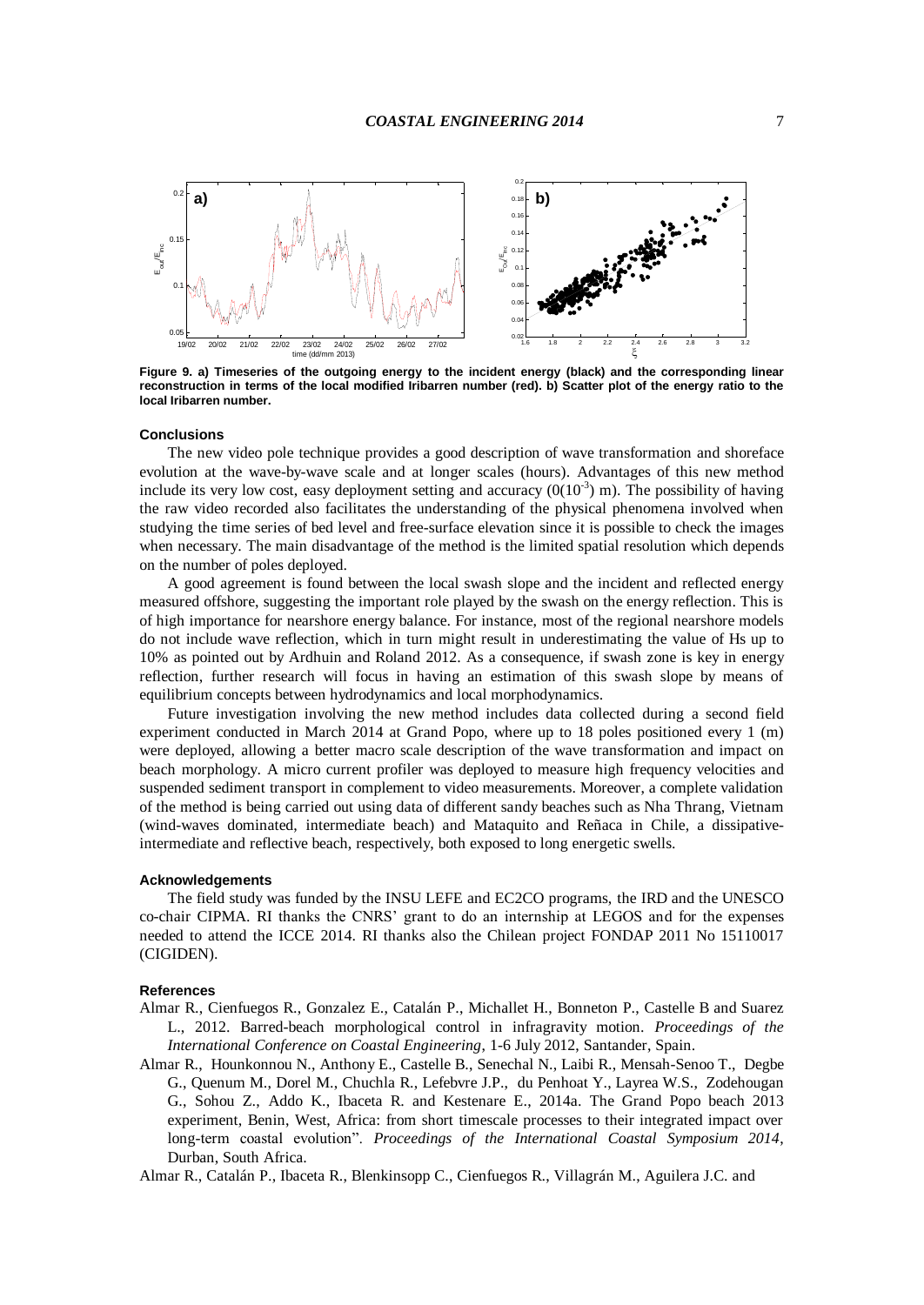**Figure 9. a) Timeseries of the outgoing energy to the incident energy (black) and the corresponding linear reconstruction in terms of the local modified Iribarren number (red). b) Scatter plot of the energy ratio to the local Iribarren number.**

#### Conclusions

The new video pole technique provides a good description of wave transformation and shoreface evolution at the wave-by-wave scale and at longer scales (hours). Advantages of this new method include its very low cost, easy deployment setting and accuracy ($0(10^{-3})$ m). The possibility of having the raw video recorded also facilitates the understanding of the physical phenomena involved when studying the time series of bed level and free-surface elevation since it is possible to check the images when necessary. The main disadvantage of the method is the limited spatial resolution which depends on the number of poles deployed.

A good agreement is found between the local swash slope and the incident and reflected energy measured offshore, suggesting the important role played by the swash on the energy reflection. This is of high importance for nearshore energy balance. For instance, most of the regional nearshore models do not include wave reflection, which in turn might result in underestimating the value of Hs up to 10% as pointed out by Ardhuin and Roland 2012. As a consequence, if swash zone is key in energy reflection, further research will focus in having an estimation of this swash slope by means of equilibrium concepts between hydrodynamics and local morphodynamics.

Future investigation involving the new method includes data collected during a second field experiment conducted in March 2014 at Grand Popo, where up to 18 poles positioned every 1 (m) were deployed, allowing a better macro scale description of the wave transformation and impact on beach morphology. A micro current profiler was deployed to measure high frequency velocities and suspended sediment transport in complement to video measurements. Moreover, a complete validation of the method is being carried out using data of different sandy beaches such as Nha Thrang, Vietnam (wind-waves dominated, intermediate beach) and Mataquito and Reñaca in Chile, a dissipative-intermediate and reflective beach, respectively, both exposed to long energetic swells.

#### Acknowledgements

The field study was funded by the INSU LEFE and EC2CO programs, the IRD and the UNESCO co-chair CIPMA. RI thanks the CNRS' grant to do an internship at LEGOS and for the expenses needed to attend the ICCE 2014. RI thanks also the Chilean project FONDAP 2011 No 15110017 (CIGIDEN).

#### References

Almar R., Cienfuegos R., Gonzalez E., Catalán P., Michallet H., Bonneton P., Castelle B and Suarez L., 2012. Barred-beach morphological control in infragravity motion. *Proceedings of the International Conference on Coastal Engineering*, 1-6 July 2012, Santander, Spain.

Almar R., Hounkonnou N., Anthony E., Castelle B., Senechal N., Laibi R., Mensah-Senoo T., Degbe G., Quenum M., Dorel M., Chuchla R., Lefebvre J.P., du Penhoat Y., Layrea W.S., Zodehougan G., Sohou Z., Addo K., Ibaceta R. and Kestenare E., 2014a. The Grand Popo beach 2013 experiment, Benin, West, Africa: from short timescale processes to their integrated impact over long-term coastal evolution". *Proceedings of the International Coastal Symposium 2014*, Durban, South Africa.

Almar R., Catalán P., Ibaceta R., Blenkinsopp C., Cienfuegos R., Villagrán M., Aguilera J.C. and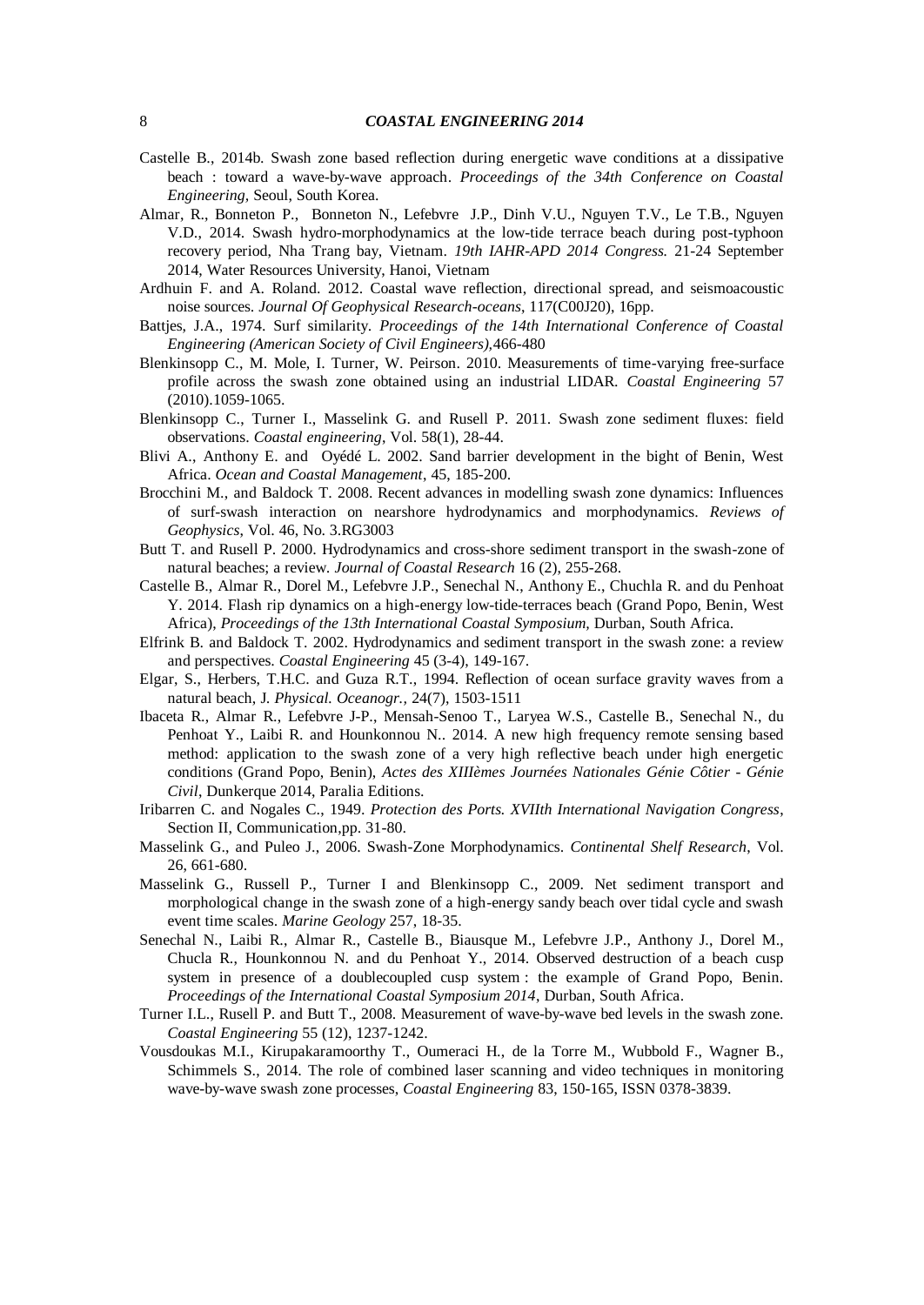Castelle B., 2014b. Swash zone based reflection during energetic wave conditions at a dissipative beach : toward a wave-by-wave approach. *Proceedings of the 34th Conference on Coastal Engineering*, Seoul, South Korea.

Almar, R., Bonneton P., Bonneton N., Lefebvre J.P., Dinh V.U., Nguyen T.V., Le T.B., Nguyen V.D., 2014. Swash hydro-morphodynamics at the low-tide terrace beach during post-typhoon recovery period, Nha Trang bay, Vietnam. *19th IAHR-APD 2014 Congress.* 21-24 September 2014, Water Resources University, Hanoi, Vietnam

Ardhuin F. and A. Roland. 2012. Coastal wave reflection, directional spread, and seismoacoustic noise sources. *Journal Of Geophysical Research-oceans*, 117(C00J20), 16pp.

Battjes, J.A., 1974. Surf similarity. *Proceedings of the 14th International Conference of Coastal Engineering (American Society of Civil Engineers),*466-480

Blenkinsopp C., M. Mole, I. Turner, W. Peirson. 2010. Measurements of time-varying free-surface profile across the swash zone obtained using an industrial LIDAR. *Coastal Engineering* 57 (2010).1059-1065.

Blenkinsopp C., Turner I., Masselink G. and Rusell P. 2011. Swash zone sediment fluxes: field observations. *Coastal engineering*, Vol. 58(1), 28-44.

Blivi A., Anthony E. and Oyédé L. 2002. Sand barrier development in the bight of Benin, West Africa. *Ocean and Coastal Management*, 45, 185-200.

Brocchini M., and Baldock T. 2008. Recent advances in modelling swash zone dynamics: Influences of surf-swash interaction on nearshore hydrodynamics and morphodynamics. *Reviews of Geophysics*, Vol. 46, No. 3.RG3003

Butt T. and Rusell P. 2000. Hydrodynamics and cross-shore sediment transport in the swash-zone of natural beaches; a review. *Journal of Coastal Research* 16 (2), 255-268.

Castelle B., Almar R., Dorel M., Lefebvre J.P., Senechal N., Anthony E., Chuchla R. and du Penhoat Y. 2014. Flash rip dynamics on a high-energy low-tide-terraces beach (Grand Popo, Benin, West Africa), *Proceedings of the 13th International Coastal Symposium,* Durban, South Africa.

Elfrink B. and Baldock T. 2002. Hydrodynamics and sediment transport in the swash zone: a review and perspectives. *Coastal Engineering* 45 (3-4), 149-167.

Elgar, S., Herbers, T.H.C. and Guza R.T., 1994. Reflection of ocean surface gravity waves from a natural beach, J. *Physical. Oceanogr.,* 24(7), 1503-1511

Ibaceta R., Almar R., Lefebvre J-P., Mensah-Senoo T., Laryea W.S., Castelle B., Senechal N., du Penhoat Y., Laibi R. and Hounkonnou N.. 2014. A new high frequency remote sensing based method: application to the swash zone of a very high reflective beach under high energetic conditions (Grand Popo, Benin), *Actes des XIIIèmes Journées Nationales Génie Côtier - Génie Civil*, Dunkerque 2014, Paralia Editions.

Iribarren C. and Nogales C., 1949. *Protection des Ports. XVIIth International Navigation Congress*, Section II, Communication,pp. 31-80.

Masselink G., and Puleo J., 2006. Swash-Zone Morphodynamics. *Continental Shelf Research*, Vol. 26, 661-680.

Masselink G., Russell P., Turner I and Blenkinsopp C., 2009. Net sediment transport and morphological change in the swash zone of a high-energy sandy beach over tidal cycle and swash event time scales. *Marine Geology* 257, 18-35.

Senechal N., Laibi R., Almar R., Castelle B., Biausque M., Lefebvre J.P., Anthony J., Dorel M., Chucla R., Hounkonnou N. and du Penhoat Y., 2014. Observed destruction of a beach cusp system in presence of a doublecoupled cusp system : the example of Grand Popo, Benin. *Proceedings of the International Coastal Symposium 2014*, Durban, South Africa.

Turner I.L., Rusell P. and Butt T., 2008. Measurement of wave-by-wave bed levels in the swash zone. *Coastal Engineering* 55 (12), 1237-1242.

Vousdoukas M.I., Kirupakaramoorthy T., Oumeraci H., de la Torre M., Wubbold F., Wagner B., Schimmels S., 2014. The role of combined laser scanning and video techniques in monitoring wave-by-wave swash zone processes, *Coastal Engineering* 83, 150-165, ISSN 0378-3839.